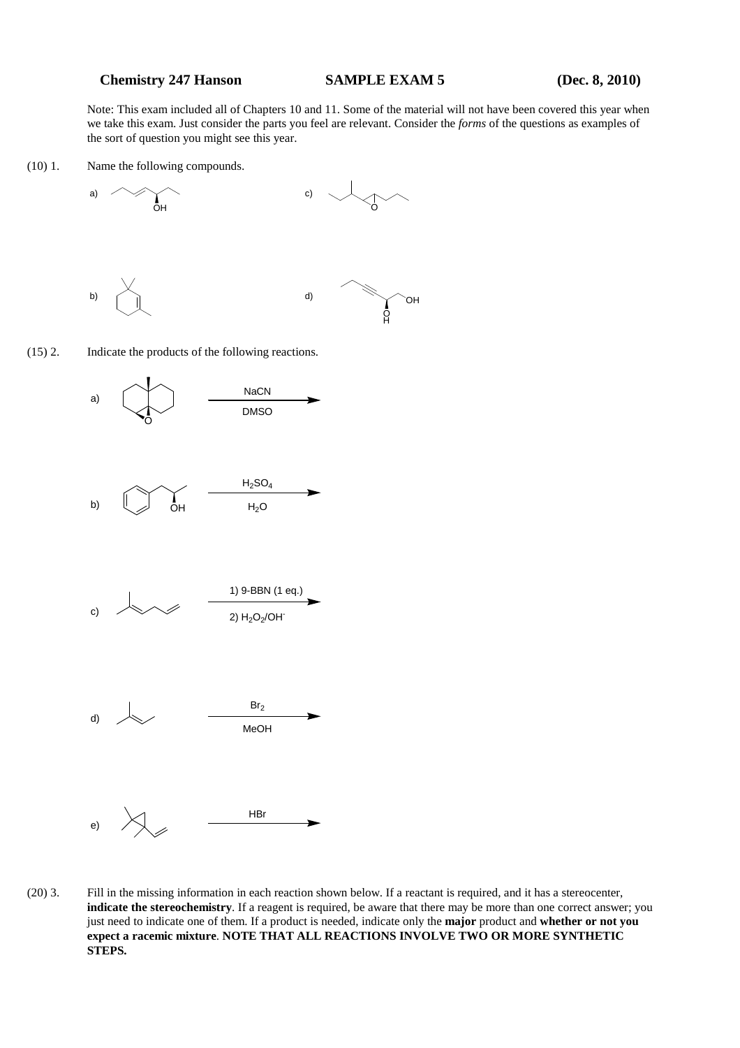**Chemistry 247 Hanson** **SAMPLE EXAM 5** **(Dec. 8, 2010)**

Note: This exam included all of Chapters 10 and 11. Some of the material will not have been covered this year when we take this exam. Just consider the parts you feel are relevant. Consider the *forms* of the questions as examples of the sort of question you might see this year.

(10) 1. Name the following compounds.

a) OH

c) O

b)

d) OH OH

(15) 2. Indicate the products of the following reactions.

a) O — NaCN, DMSO →

b) OH — $H_2SO_4$, $H_2O$ →

c) 1) 9-BBN (1 eq.) 2) $H_2O_2/OH^-$ →

d) $Br_2$, MeOH →

e) HBr →

(20) 3. Fill in the missing information in each reaction shown below. If a reactant is required, and it has a stereocenter, **indicate the stereochemistry**. If a reagent is required, be aware that there may be more than one correct answer; you just need to indicate one of them. If a product is needed, indicate only the **major** product and **whether or not you expect a racemic mixture**. **NOTE THAT ALL REACTIONS INVOLVE TWO OR MORE SYNTHETIC STEPS.**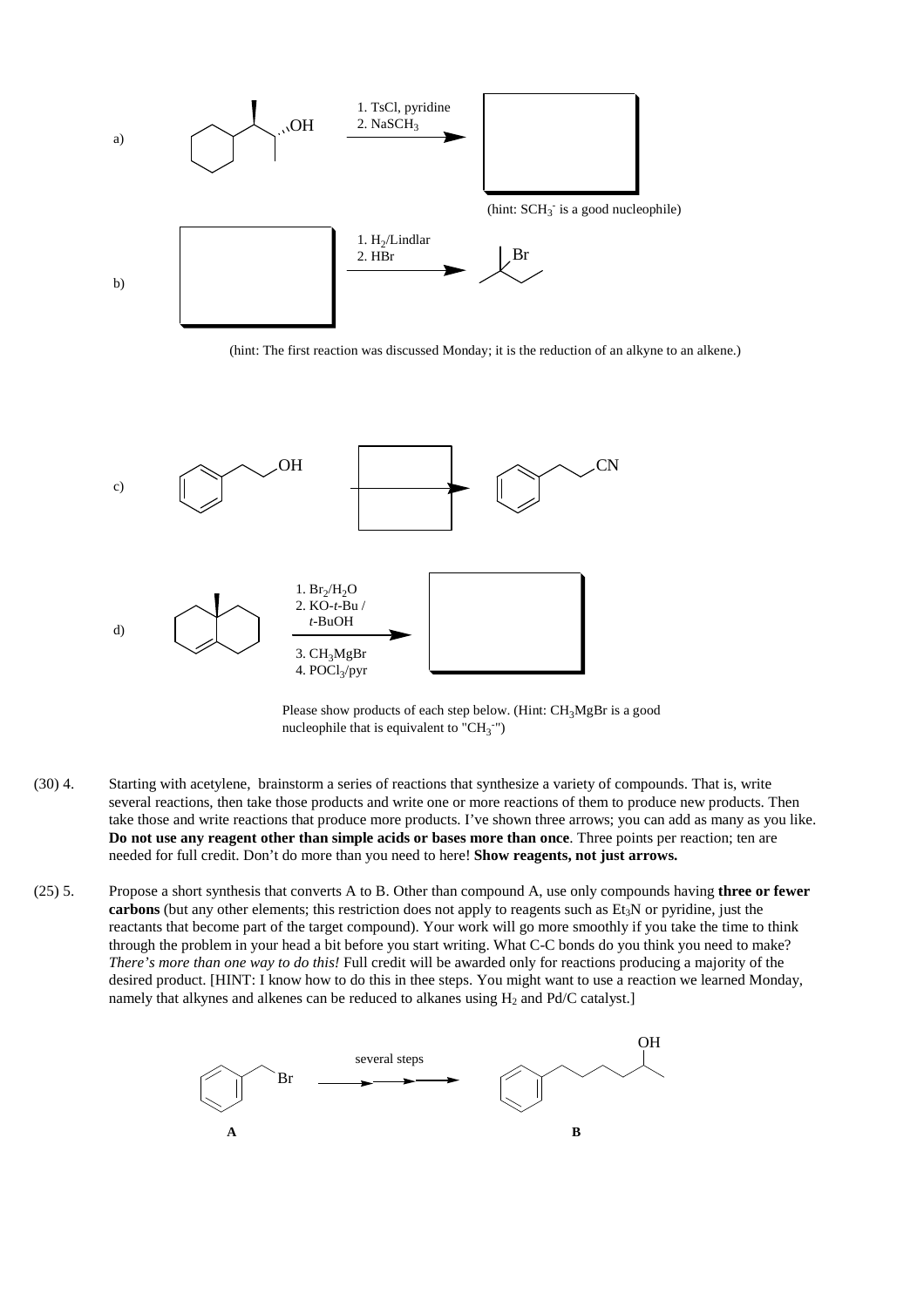a)

1. TsCl, pyridine
2. $NaSCH_3$

(hint: $SCH_3^-$ is a good nucleophile)

b)

1. $H_2$/Lindlar
2. HBr

Br

(hint: The first reaction was discussed Monday; it is the reduction of an alkyne to an alkene.)

c)

OH

CN

d)

1. $Br_2/H_2O$
2. KO-*t*-Bu / *t*-BuOH
3. $CH_3MgBr$
4. $POCl_3$/pyr

Please show products of each step below. (Hint: $CH_3MgBr$ is a good nucleophile that is equivalent to "$CH_3^-$")

(30) 4. Starting with acetylene, brainstorm a series of reactions that synthesize a variety of compounds. That is, write several reactions, then take those products and write one or more reactions of them to produce new products. Then take those and write reactions that produce more products. I've shown three arrows; you can add as many as you like. **Do not use any reagent other than simple acids or bases more than once**. Three points per reaction; ten are needed for full credit. Don't do more than you need to here! **Show reagents, not just arrows.**

(25) 5. Propose a short synthesis that converts A to B. Other than compound A, use only compounds having **three or fewer carbons** (but any other elements; this restriction does not apply to reagents such as $Et_3N$ or pyridine, just the reactants that become part of the target compound). Your work will go more smoothly if you take the time to think through the problem in your head a bit before you start writing. What C-C bonds do you think you need to make? *There's more than one way to do this!* Full credit will be awarded only for reactions producing a majority of the desired product. [HINT: I know how to do this in thee steps. You might want to use a reaction we learned Monday, namely that alkynes and alkenes can be reduced to alkanes using $H_2$ and Pd/C catalyst.]

Br

several steps

OH

**A**

**B**